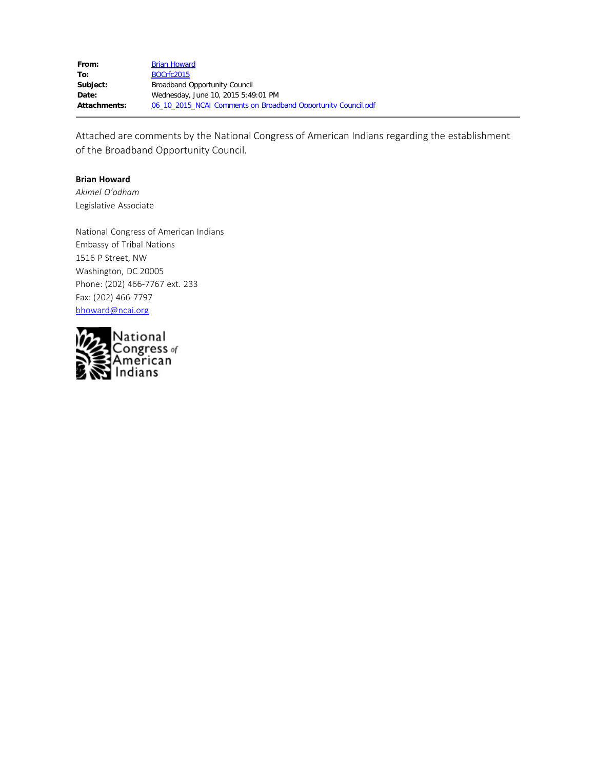| | |
|---|---|
| **From:** | Brian Howard |
| **To:** | BOCrfc2015 |
| **Subject:** | Broadband Opportunity Council |
| **Date:** | Wednesday, June 10, 2015 5:49:01 PM |
| **Attachments:** | 06_10_2015_NCAI_Comments_on_Broadband_Opportunity_Council.pdf |

---

Attached are comments by the National Congress of American Indians regarding the establishment of the Broadband Opportunity Council.

**Brian Howard**
*Akimel O'odham*
Legislative Associate

National Congress of American Indians
Embassy of Tribal Nations
1516 P Street, NW
Washington, DC 20005
Phone: (202) 466-7767 ext. 233
Fax: (202) 466-7797
bhoward@ncai.org

National Congress of American Indians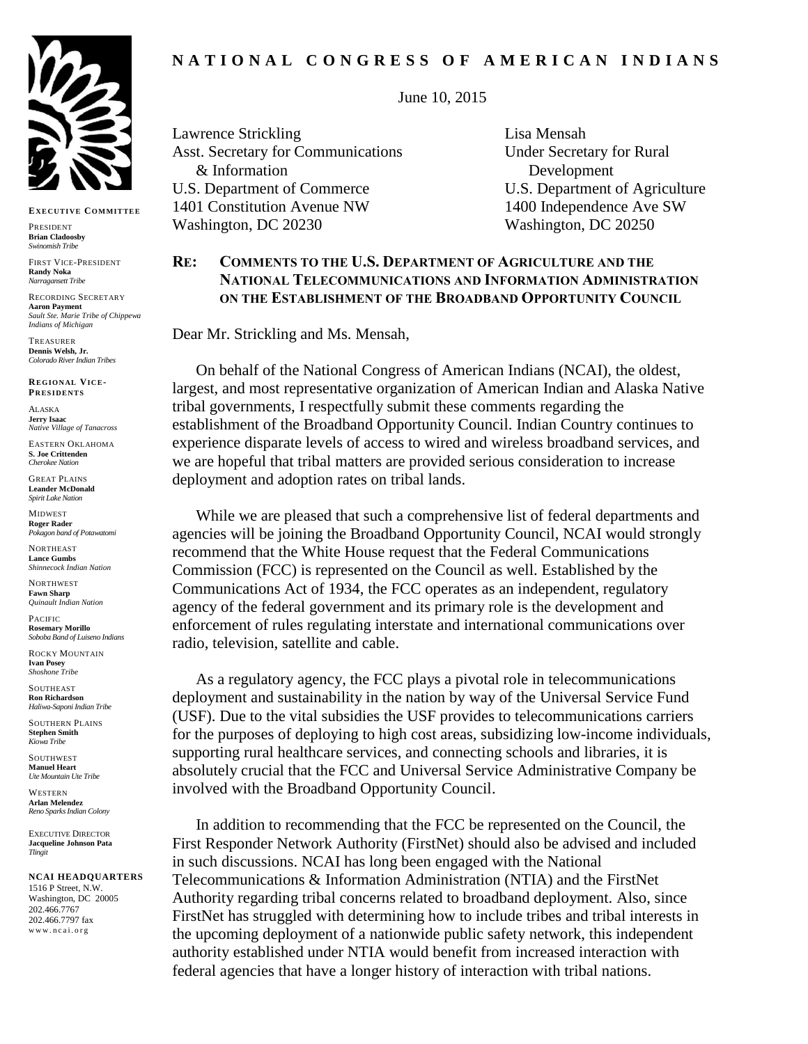# NATIONAL CONGRESS OF AMERICAN INDIANS

**EXECUTIVE COMMITTEE**

PRESIDENT
**Brian Cladoosby**
*Swinomish Tribe*

FIRST VICE-PRESIDENT
**Randy Noka**
*Narragansett Tribe*

RECORDING SECRETARY
**Aaron Payment**
*Sault Ste. Marie Tribe of Chippewa Indians of Michigan*

TREASURER
**Dennis Welsh, Jr.**
*Colorado River Indian Tribes*

**REGIONAL VICE-PRESIDENTS**

ALASKA
**Jerry Isaac**
*Native Village of Tanacross*

EASTERN OKLAHOMA
**S. Joe Crittenden**
*Cherokee Nation*

GREAT PLAINS
**Leander McDonald**
*Spirit Lake Nation*

MIDWEST
**Roger Rader**
*Pokagon band of Potawatomi*

NORTHEAST
**Lance Gumbs**
*Shinnecock Indian Nation*

NORTHWEST
**Fawn Sharp**
*Quinault Indian Nation*

PACIFIC
**Rosemary Morillo**
*Soboba Band of Luiseno Indians*

ROCKY MOUNTAIN
**Ivan Posey**
*Shoshone Tribe*

SOUTHEAST
**Ron Richardson**
*Haliwa-Saponi Indian Tribe*

SOUTHERN PLAINS
**Stephen Smith**
*Kiowa Tribe*

SOUTHWEST
**Manuel Heart**
*Ute Mountain Ute Tribe*

WESTERN
**Arlan Melendez**
*Reno Sparks Indian Colony*

EXECUTIVE DIRECTOR
**Jacqueline Johnson Pata**
*Tlingit*

**NCAI HEADQUARTERS**
1516 P Street, N.W.
Washington, DC 20005
202.466.7767
202.466.7797 fax
www.ncai.org

---

June 10, 2015

Lawrence Strickling
Asst. Secretary for Communications & Information
U.S. Department of Commerce
1401 Constitution Avenue NW
Washington, DC 20230

Lisa Mensah
Under Secretary for Rural Development
U.S. Department of Agriculture
1400 Independence Ave SW
Washington, DC 20250

**RE: COMMENTS TO THE U.S. DEPARTMENT OF AGRICULTURE AND THE NATIONAL TELECOMMUNICATIONS AND INFORMATION ADMINISTRATION ON THE ESTABLISHMENT OF THE BROADBAND OPPORTUNITY COUNCIL**

Dear Mr. Strickling and Ms. Mensah,

On behalf of the National Congress of American Indians (NCAI), the oldest, largest, and most representative organization of American Indian and Alaska Native tribal governments, I respectfully submit these comments regarding the establishment of the Broadband Opportunity Council. Indian Country continues to experience disparate levels of access to wired and wireless broadband services, and we are hopeful that tribal matters are provided serious consideration to increase deployment and adoption rates on tribal lands.

While we are pleased that such a comprehensive list of federal departments and agencies will be joining the Broadband Opportunity Council, NCAI would strongly recommend that the White House request that the Federal Communications Commission (FCC) is represented on the Council as well. Established by the Communications Act of 1934, the FCC operates as an independent, regulatory agency of the federal government and its primary role is the development and enforcement of rules regulating interstate and international communications over radio, television, satellite and cable.

As a regulatory agency, the FCC plays a pivotal role in telecommunications deployment and sustainability in the nation by way of the Universal Service Fund (USF). Due to the vital subsidies the USF provides to telecommunications carriers for the purposes of deploying to high cost areas, subsidizing low-income individuals, supporting rural healthcare services, and connecting schools and libraries, it is absolutely crucial that the FCC and Universal Service Administrative Company be involved with the Broadband Opportunity Council.

In addition to recommending that the FCC be represented on the Council, the First Responder Network Authority (FirstNet) should also be advised and included in such discussions. NCAI has long been engaged with the National Telecommunications & Information Administration (NTIA) and the FirstNet Authority regarding tribal concerns related to broadband deployment. Also, since FirstNet has struggled with determining how to include tribes and tribal interests in the upcoming deployment of a nationwide public safety network, this independent authority established under NTIA would benefit from increased interaction with federal agencies that have a longer history of interaction with tribal nations.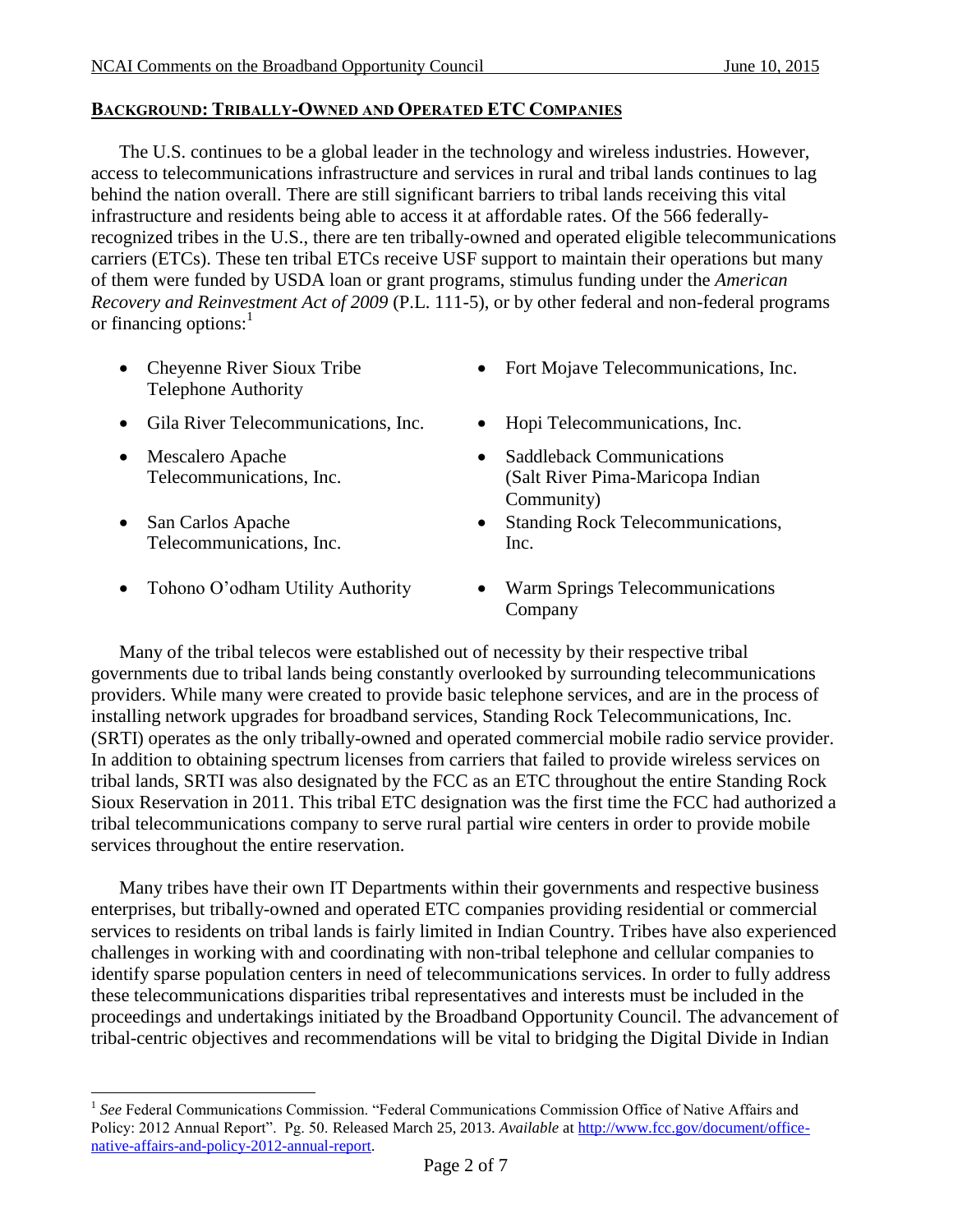## **BACKGROUND: TRIBALLY-OWNED AND OPERATED ETC COMPANIES**

The U.S. continues to be a global leader in the technology and wireless industries. However, access to telecommunications infrastructure and services in rural and tribal lands continues to lag behind the nation overall. There are still significant barriers to tribal lands receiving this vital infrastructure and residents being able to access it at affordable rates. Of the 566 federally-recognized tribes in the U.S., there are ten tribally-owned and operated eligible telecommunications carriers (ETCs). These ten tribal ETCs receive USF support to maintain their operations but many of them were funded by USDA loan or grant programs, stimulus funding under the *American Recovery and Reinvestment Act of 2009* (P.L. 111-5), or by other federal and non-federal programs or financing options:[1]

- Cheyenne River Sioux Tribe Telephone Authority
- Fort Mojave Telecommunications, Inc.
- Gila River Telecommunications, Inc.
- Hopi Telecommunications, Inc.
- Mescalero Apache Telecommunications, Inc.
- Saddleback Communications (Salt River Pima-Maricopa Indian Community)
- San Carlos Apache Telecommunications, Inc.
- Standing Rock Telecommunications, Inc.
- Tohono O'odham Utility Authority
- Warm Springs Telecommunications Company

Many of the tribal telecos were established out of necessity by their respective tribal governments due to tribal lands being constantly overlooked by surrounding telecommunications providers. While many were created to provide basic telephone services, and are in the process of installing network upgrades for broadband services, Standing Rock Telecommunications, Inc. (SRTI) operates as the only tribally-owned and operated commercial mobile radio service provider. In addition to obtaining spectrum licenses from carriers that failed to provide wireless services on tribal lands, SRTI was also designated by the FCC as an ETC throughout the entire Standing Rock Sioux Reservation in 2011. This tribal ETC designation was the first time the FCC had authorized a tribal telecommunications company to serve rural partial wire centers in order to provide mobile services throughout the entire reservation.

Many tribes have their own IT Departments within their governments and respective business enterprises, but tribally-owned and operated ETC companies providing residential or commercial services to residents on tribal lands is fairly limited in Indian Country. Tribes have also experienced challenges in working with and coordinating with non-tribal telephone and cellular companies to identify sparse population centers in need of telecommunications services. In order to fully address these telecommunications disparities tribal representatives and interests must be included in the proceedings and undertakings initiated by the Broadband Opportunity Council. The advancement of tribal-centric objectives and recommendations will be vital to bridging the Digital Divide in Indian

[1] *See* Federal Communications Commission. "Federal Communications Commission Office of Native Affairs and Policy: 2012 Annual Report". Pg. 50. Released March 25, 2013. *Available* at http://www.fcc.gov/document/office-native-affairs-and-policy-2012-annual-report.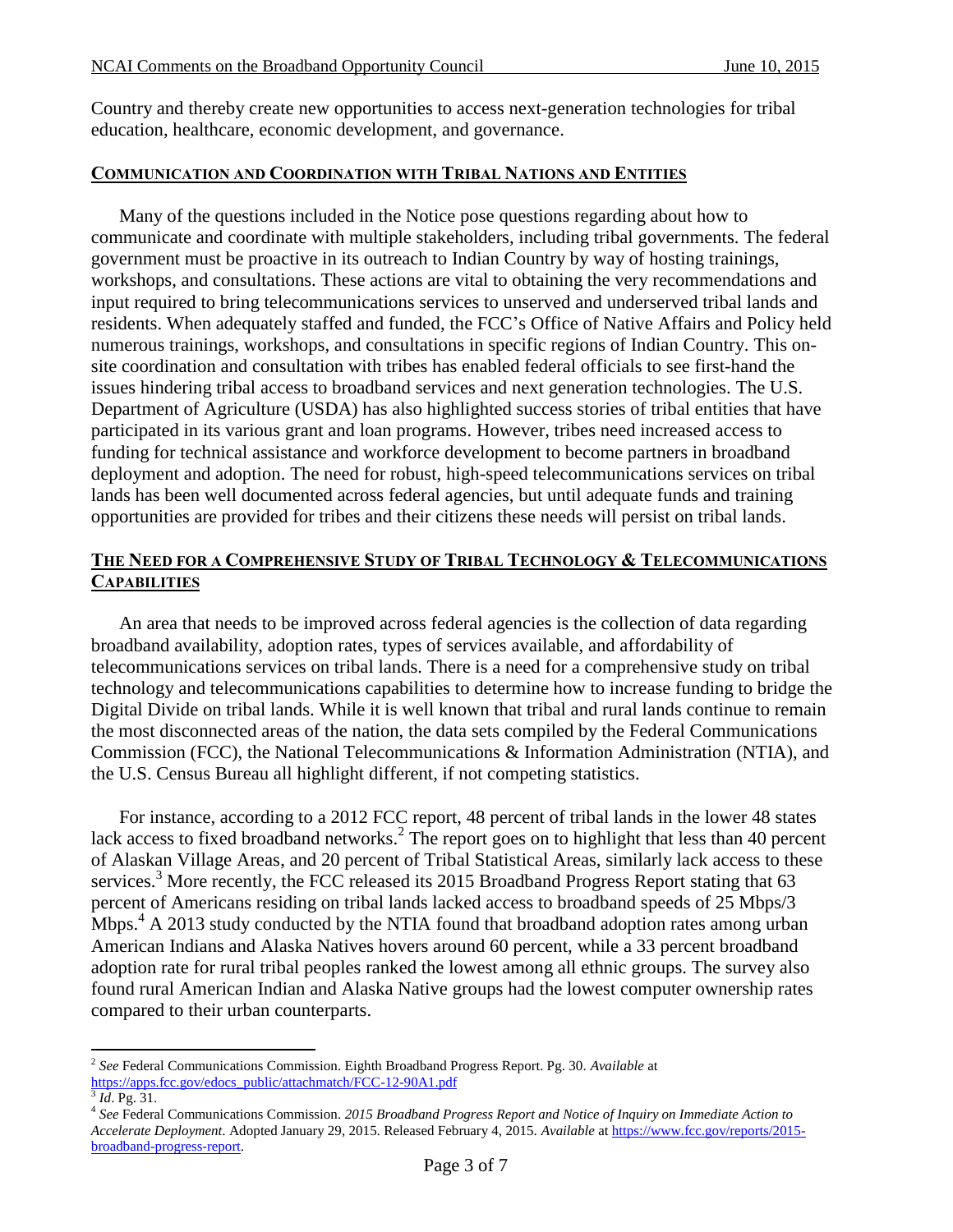Country and thereby create new opportunities to access next-generation technologies for tribal education, healthcare, economic development, and governance.

## COMMUNICATION AND COORDINATION WITH TRIBAL NATIONS AND ENTITIES

Many of the questions included in the Notice pose questions regarding about how to communicate and coordinate with multiple stakeholders, including tribal governments. The federal government must be proactive in its outreach to Indian Country by way of hosting trainings, workshops, and consultations. These actions are vital to obtaining the very recommendations and input required to bring telecommunications services to unserved and underserved tribal lands and residents. When adequately staffed and funded, the FCC's Office of Native Affairs and Policy held numerous trainings, workshops, and consultations in specific regions of Indian Country. This on-site coordination and consultation with tribes has enabled federal officials to see first-hand the issues hindering tribal access to broadband services and next generation technologies. The U.S. Department of Agriculture (USDA) has also highlighted success stories of tribal entities that have participated in its various grant and loan programs. However, tribes need increased access to funding for technical assistance and workforce development to become partners in broadband deployment and adoption. The need for robust, high-speed telecommunications services on tribal lands has been well documented across federal agencies, but until adequate funds and training opportunities are provided for tribes and their citizens these needs will persist on tribal lands.

## THE NEED FOR A COMPREHENSIVE STUDY OF TRIBAL TECHNOLOGY & TELECOMMUNICATIONS CAPABILITIES

An area that needs to be improved across federal agencies is the collection of data regarding broadband availability, adoption rates, types of services available, and affordability of telecommunications services on tribal lands. There is a need for a comprehensive study on tribal technology and telecommunications capabilities to determine how to increase funding to bridge the Digital Divide on tribal lands. While it is well known that tribal and rural lands continue to remain the most disconnected areas of the nation, the data sets compiled by the Federal Communications Commission (FCC), the National Telecommunications & Information Administration (NTIA), and the U.S. Census Bureau all highlight different, if not competing statistics.

For instance, according to a 2012 FCC report, 48 percent of tribal lands in the lower 48 states lack access to fixed broadband networks.[2] The report goes on to highlight that less than 40 percent of Alaskan Village Areas, and 20 percent of Tribal Statistical Areas, similarly lack access to these services.[3] More recently, the FCC released its 2015 Broadband Progress Report stating that 63 percent of Americans residing on tribal lands lacked access to broadband speeds of 25 Mbps/3 Mbps.[4] A 2013 study conducted by the NTIA found that broadband adoption rates among urban American Indians and Alaska Natives hovers around 60 percent, while a 33 percent broadband adoption rate for rural tribal peoples ranked the lowest among all ethnic groups. The survey also found rural American Indian and Alaska Native groups had the lowest computer ownership rates compared to their urban counterparts.

---

[2] *See* Federal Communications Commission. Eighth Broadband Progress Report. Pg. 30. *Available* at https://apps.fcc.gov/edocs_public/attachmatch/FCC-12-90A1.pdf

[3] *Id*. Pg. 31.

[4] *See* Federal Communications Commission. *2015 Broadband Progress Report and Notice of Inquiry on Immediate Action to Accelerate Deployment.* Adopted January 29, 2015. Released February 4, 2015. *Available* at https://www.fcc.gov/reports/2015-broadband-progress-report.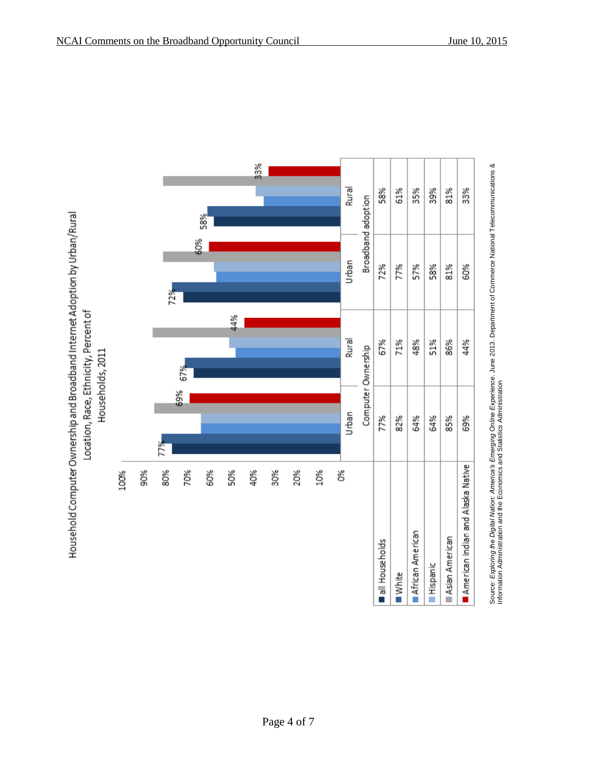## Household Computer Ownership and Broadband Internet Adoption by Urban/Rural Location, Race, Ethnicity, Percent of Households, 2011

| | Computer Ownership | | Broadband adoption | |
|---|---|---|---|---|
| | Urban | Rural | Urban | Rural |
| all Households | 77% | 67% | 72% | 58% |
| White | 82% | 71% | 77% | 61% |
| African American | 64% | 48% | 57% | 35% |
| Hispanic | 64% | 51% | 58% | 39% |
| Asian American | 85% | 86% | 81% | 81% |
| American Indian and Alaska Native | 69% | 44% | 60% | 33% |

Source: *Exploring the Digital Nation: America's Emerging Online Experience*. June 2013. Department of Commerce National Telecommunications & Information Administration and the Economics and Statistics Administration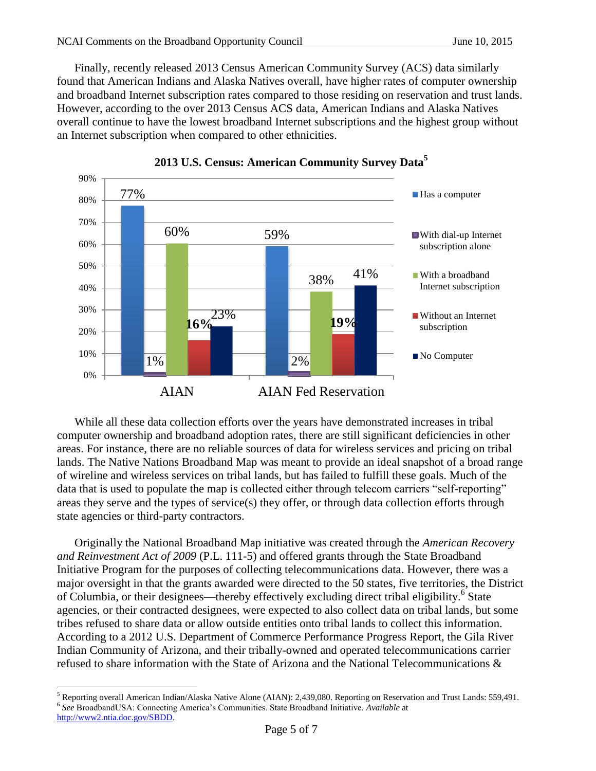Finally, recently released 2013 Census American Community Survey (ACS) data similarly found that American Indians and Alaska Natives overall, have higher rates of computer ownership and broadband Internet subscription rates compared to those residing on reservation and trust lands. However, according to the over 2013 Census ACS data, American Indians and Alaska Natives overall continue to have the lowest broadband Internet subscriptions and the highest group without an Internet subscription when compared to other ethnicities.

**2013 U.S. Census: American Community Survey Data**[5]

| | Has a computer | With dial-up Internet subscription alone | With a broadband Internet subscription | Without an Internet subscription | No Computer |
|---|---|---|---|---|---|
| AIAN | 77% | 1% | 60% | 16% | 23% |
| AIAN Fed Reservation | 59% | 2% | 38% | 19% | 41% |

While all these data collection efforts over the years have demonstrated increases in tribal computer ownership and broadband adoption rates, there are still significant deficiencies in other areas. For instance, there are no reliable sources of data for wireless services and pricing on tribal lands. The Native Nations Broadband Map was meant to provide an ideal snapshot of a broad range of wireline and wireless services on tribal lands, but has failed to fulfill these goals. Much of the data that is used to populate the map is collected either through telecom carriers "self-reporting" areas they serve and the types of service(s) they offer, or through data collection efforts through state agencies or third-party contractors.

Originally the National Broadband Map initiative was created through the *American Recovery and Reinvestment Act of 2009* (P.L. 111-5) and offered grants through the State Broadband Initiative Program for the purposes of collecting telecommunications data. However, there was a major oversight in that the grants awarded were directed to the 50 states, five territories, the District of Columbia, or their designees—thereby effectively excluding direct tribal eligibility.[6] State agencies, or their contracted designees, were expected to also collect data on tribal lands, but some tribes refused to share data or allow outside entities onto tribal lands to collect this information. According to a 2012 U.S. Department of Commerce Performance Progress Report, the Gila River Indian Community of Arizona, and their tribally-owned and operated telecommunications carrier refused to share information with the State of Arizona and the National Telecommunications &

---

[5] Reporting overall American Indian/Alaska Native Alone (AIAN): 2,439,080. Reporting on Reservation and Trust Lands: 559,491.

[6] *See* BroadbandUSA: Connecting America's Communities. State Broadband Initiative. *Available* at http://www2.ntia.doc.gov/SBDD.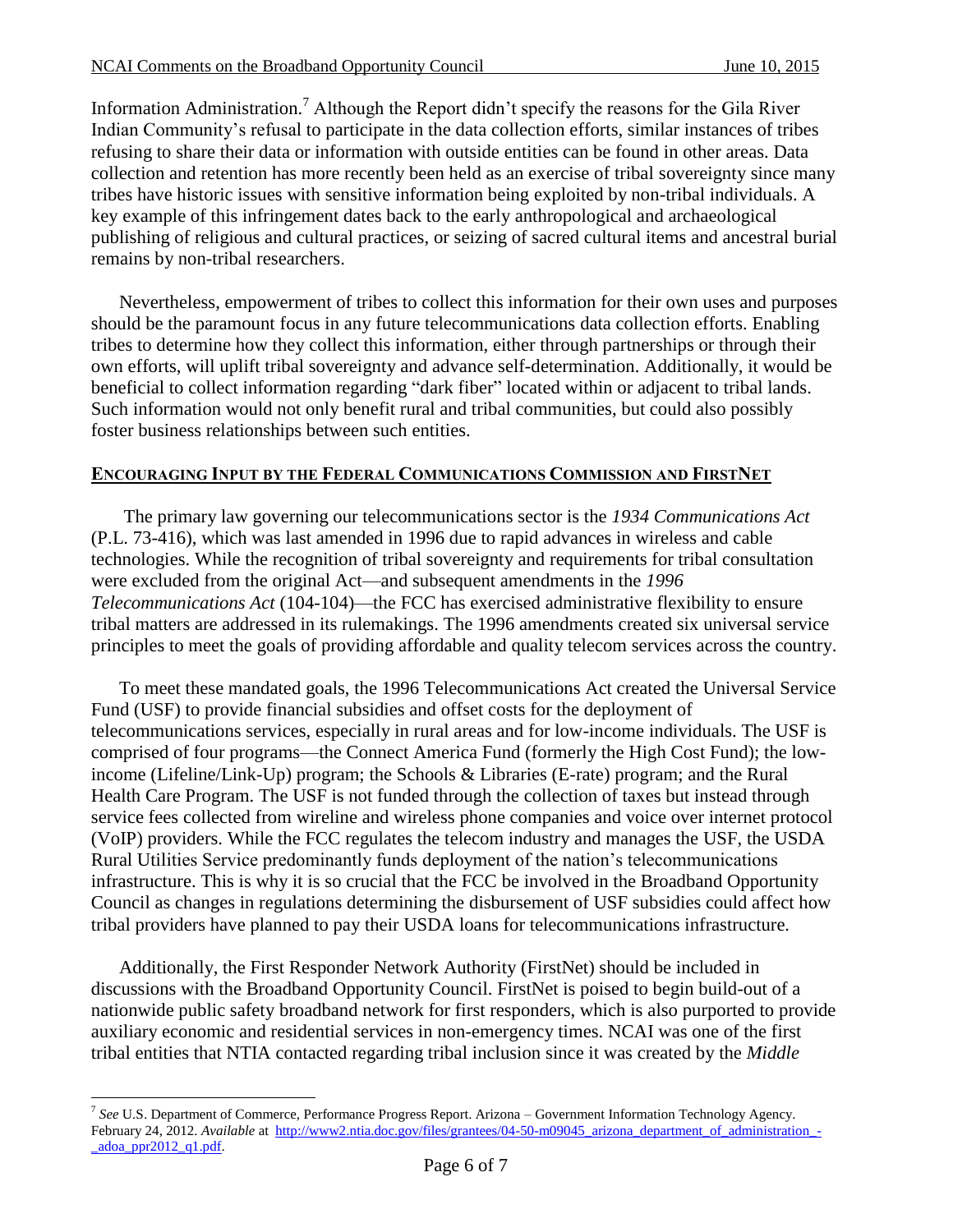Information Administration.[7] Although the Report didn't specify the reasons for the Gila River Indian Community's refusal to participate in the data collection efforts, similar instances of tribes refusing to share their data or information with outside entities can be found in other areas. Data collection and retention has more recently been held as an exercise of tribal sovereignty since many tribes have historic issues with sensitive information being exploited by non-tribal individuals. A key example of this infringement dates back to the early anthropological and archaeological publishing of religious and cultural practices, or seizing of sacred cultural items and ancestral burial remains by non-tribal researchers.

Nevertheless, empowerment of tribes to collect this information for their own uses and purposes should be the paramount focus in any future telecommunications data collection efforts. Enabling tribes to determine how they collect this information, either through partnerships or through their own efforts, will uplift tribal sovereignty and advance self-determination. Additionally, it would be beneficial to collect information regarding "dark fiber" located within or adjacent to tribal lands. Such information would not only benefit rural and tribal communities, but could also possibly foster business relationships between such entities.

## ENCOURAGING INPUT BY THE FEDERAL COMMUNICATIONS COMMISSION AND FIRSTNET

The primary law governing our telecommunications sector is the *1934 Communications Act* (P.L. 73-416), which was last amended in 1996 due to rapid advances in wireless and cable technologies. While the recognition of tribal sovereignty and requirements for tribal consultation were excluded from the original Act—and subsequent amendments in the *1996 Telecommunications Act* (104-104)—the FCC has exercised administrative flexibility to ensure tribal matters are addressed in its rulemakings. The 1996 amendments created six universal service principles to meet the goals of providing affordable and quality telecom services across the country.

To meet these mandated goals, the 1996 Telecommunications Act created the Universal Service Fund (USF) to provide financial subsidies and offset costs for the deployment of telecommunications services, especially in rural areas and for low-income individuals. The USF is comprised of four programs—the Connect America Fund (formerly the High Cost Fund); the low-income (Lifeline/Link-Up) program; the Schools & Libraries (E-rate) program; and the Rural Health Care Program. The USF is not funded through the collection of taxes but instead through service fees collected from wireline and wireless phone companies and voice over internet protocol (VoIP) providers. While the FCC regulates the telecom industry and manages the USF, the USDA Rural Utilities Service predominantly funds deployment of the nation's telecommunications infrastructure. This is why it is so crucial that the FCC be involved in the Broadband Opportunity Council as changes in regulations determining the disbursement of USF subsidies could affect how tribal providers have planned to pay their USDA loans for telecommunications infrastructure.

Additionally, the First Responder Network Authority (FirstNet) should be included in discussions with the Broadband Opportunity Council. FirstNet is poised to begin build-out of a nationwide public safety broadband network for first responders, which is also purported to provide auxiliary economic and residential services in non-emergency times. NCAI was one of the first tribal entities that NTIA contacted regarding tribal inclusion since it was created by the *Middle*

---

[7] *See* U.S. Department of Commerce, Performance Progress Report. Arizona – Government Information Technology Agency. February 24, 2012. *Available* at http://www2.ntia.doc.gov/files/grantees/04-50-m09045_arizona_department_of_administration_-_adoa_ppr2012_q1.pdf.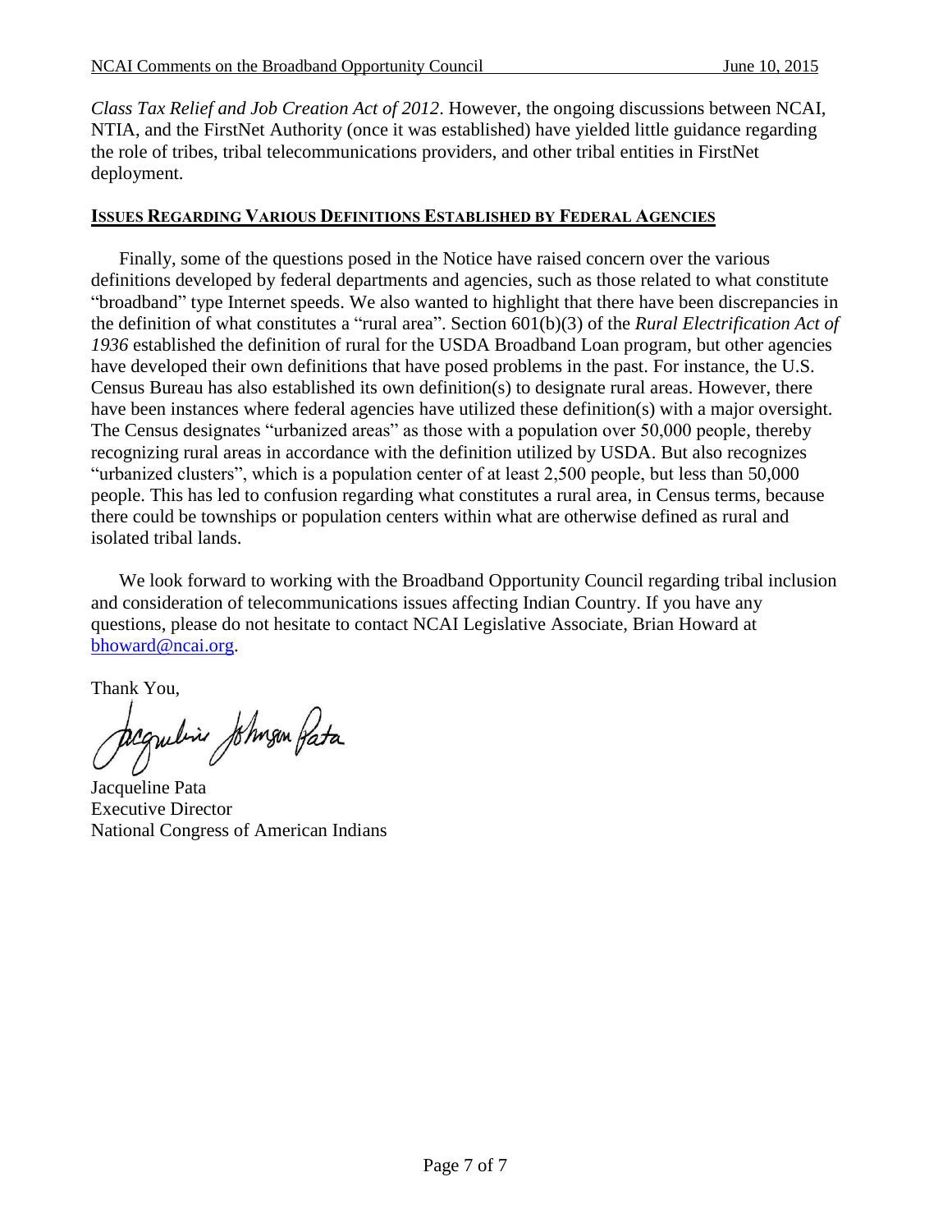*Class Tax Relief and Job Creation Act of 2012*. However, the ongoing discussions between NCAI, NTIA, and the FirstNet Authority (once it was established) have yielded little guidance regarding the role of tribes, tribal telecommunications providers, and other tribal entities in FirstNet deployment.

## **Issues Regarding Various Definitions Established by Federal Agencies**

Finally, some of the questions posed in the Notice have raised concern over the various definitions developed by federal departments and agencies, such as those related to what constitute "broadband" type Internet speeds. We also wanted to highlight that there have been discrepancies in the definition of what constitutes a "rural area". Section 601(b)(3) of the *Rural Electrification Act of 1936* established the definition of rural for the USDA Broadband Loan program, but other agencies have developed their own definitions that have posed problems in the past. For instance, the U.S. Census Bureau has also established its own definition(s) to designate rural areas. However, there have been instances where federal agencies have utilized these definition(s) with a major oversight. The Census designates "urbanized areas" as those with a population over 50,000 people, thereby recognizing rural areas in accordance with the definition utilized by USDA. But also recognizes "urbanized clusters", which is a population center of at least 2,500 people, but less than 50,000 people. This has led to confusion regarding what constitutes a rural area, in Census terms, because there could be townships or population centers within what are otherwise defined as rural and isolated tribal lands.

We look forward to working with the Broadband Opportunity Council regarding tribal inclusion and consideration of telecommunications issues affecting Indian Country. If you have any questions, please do not hesitate to contact NCAI Legislative Associate, Brian Howard at bhoward@ncai.org.

Thank You,

Jacqueline Pata
Executive Director
National Congress of American Indians